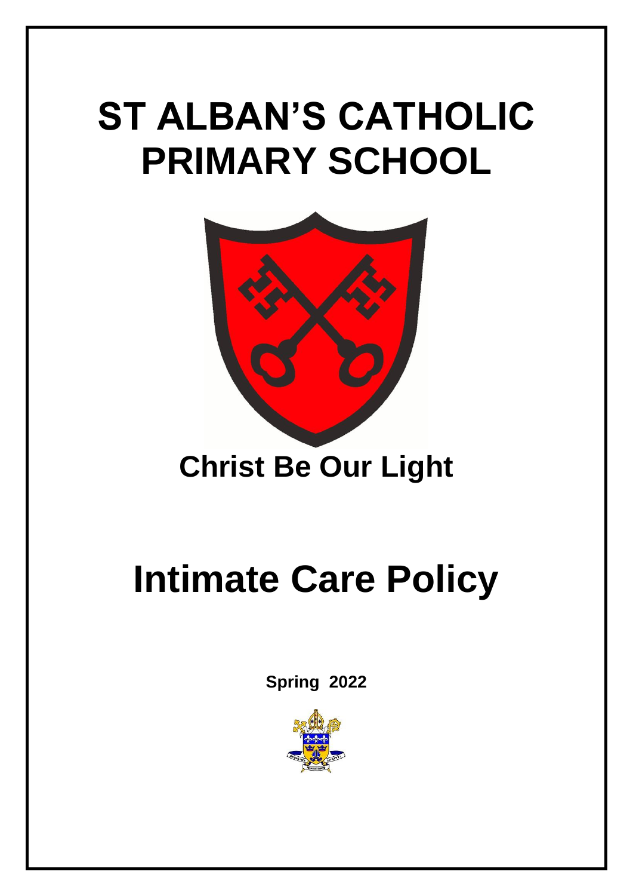# ST ALBAN'S CATHOLIC PRIMARY SCHOOL

## Christ Be Our Light

# Intimate Care Policy

**Spring 2022**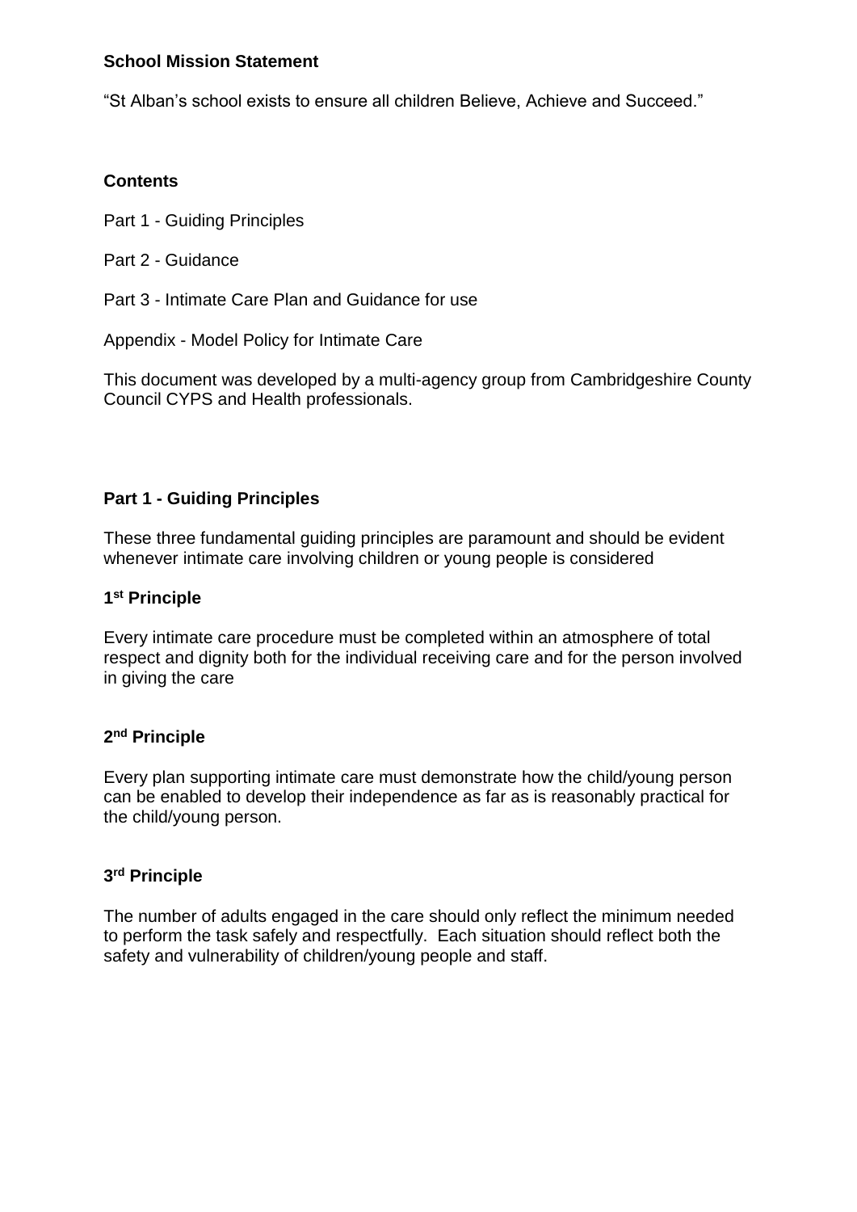**School Mission Statement**

"St Alban's school exists to ensure all children Believe, Achieve and Succeed."

**Contents**

Part 1 - Guiding Principles

Part 2 - Guidance

Part 3 - Intimate Care Plan and Guidance for use

Appendix - Model Policy for Intimate Care

This document was developed by a multi-agency group from Cambridgeshire County Council CYPS and Health professionals.

## Part 1 - Guiding Principles

These three fundamental guiding principles are paramount and should be evident whenever intimate care involving children or young people is considered

### 1st Principle

Every intimate care procedure must be completed within an atmosphere of total respect and dignity both for the individual receiving care and for the person involved in giving the care

### 2nd Principle

Every plan supporting intimate care must demonstrate how the child/young person can be enabled to develop their independence as far as is reasonably practical for the child/young person.

### 3rd Principle

The number of adults engaged in the care should only reflect the minimum needed to perform the task safely and respectfully. Each situation should reflect both the safety and vulnerability of children/young people and staff.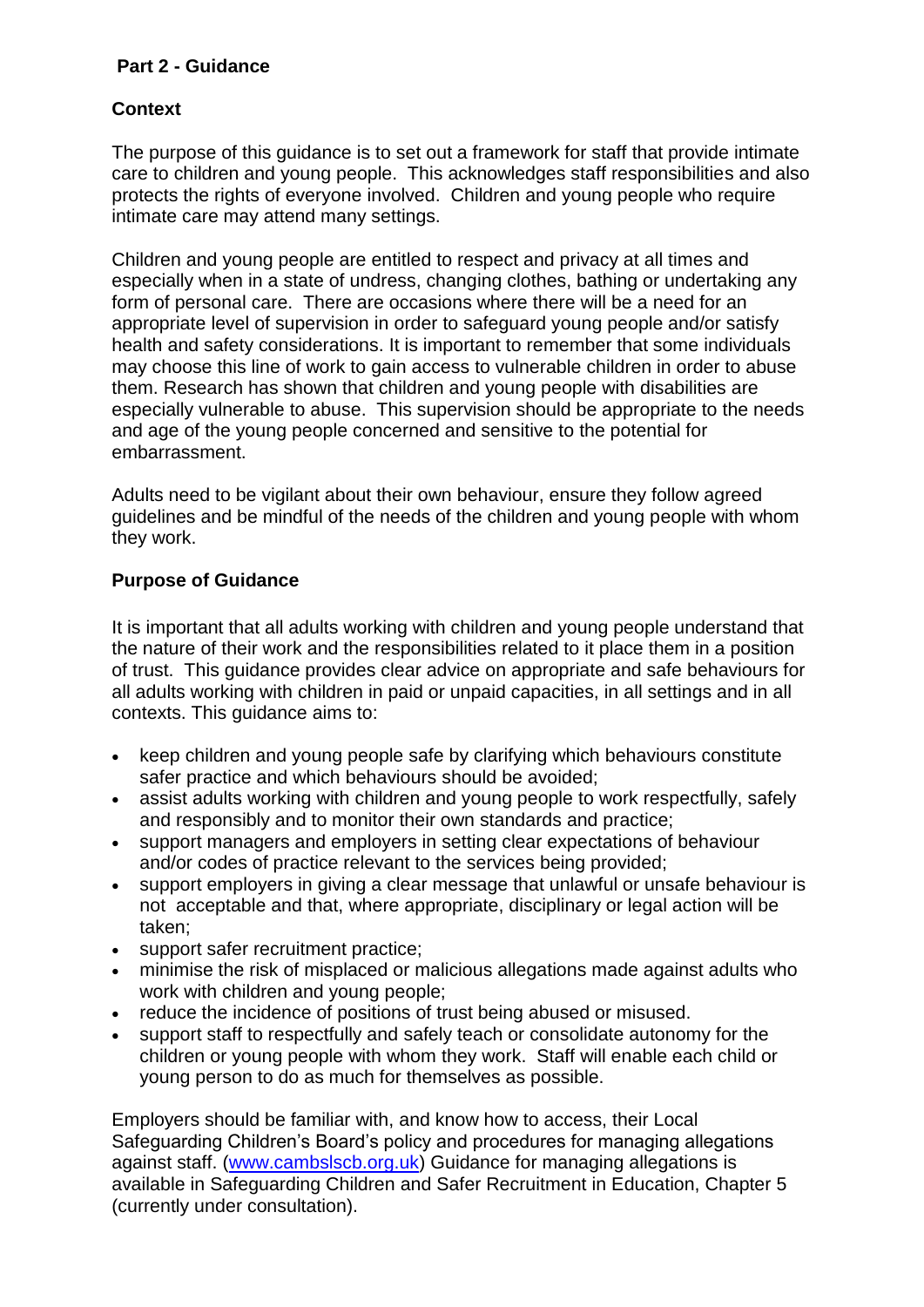## Part 2 - Guidance

### Context

The purpose of this guidance is to set out a framework for staff that provide intimate care to children and young people. This acknowledges staff responsibilities and also protects the rights of everyone involved. Children and young people who require intimate care may attend many settings.

Children and young people are entitled to respect and privacy at all times and especially when in a state of undress, changing clothes, bathing or undertaking any form of personal care. There are occasions where there will be a need for an appropriate level of supervision in order to safeguard young people and/or satisfy health and safety considerations. It is important to remember that some individuals may choose this line of work to gain access to vulnerable children in order to abuse them. Research has shown that children and young people with disabilities are especially vulnerable to abuse. This supervision should be appropriate to the needs and age of the young people concerned and sensitive to the potential for embarrassment.

Adults need to be vigilant about their own behaviour, ensure they follow agreed guidelines and be mindful of the needs of the children and young people with whom they work.

### Purpose of Guidance

It is important that all adults working with children and young people understand that the nature of their work and the responsibilities related to it place them in a position of trust. This guidance provides clear advice on appropriate and safe behaviours for all adults working with children in paid or unpaid capacities, in all settings and in all contexts. This guidance aims to:

- keep children and young people safe by clarifying which behaviours constitute safer practice and which behaviours should be avoided;
- assist adults working with children and young people to work respectfully, safely and responsibly and to monitor their own standards and practice;
- support managers and employers in setting clear expectations of behaviour and/or codes of practice relevant to the services being provided;
- support employers in giving a clear message that unlawful or unsafe behaviour is not acceptable and that, where appropriate, disciplinary or legal action will be taken;
- support safer recruitment practice;
- minimise the risk of misplaced or malicious allegations made against adults who work with children and young people;
- reduce the incidence of positions of trust being abused or misused.
- support staff to respectfully and safely teach or consolidate autonomy for the children or young people with whom they work. Staff will enable each child or young person to do as much for themselves as possible.

Employers should be familiar with, and know how to access, their Local Safeguarding Children's Board's policy and procedures for managing allegations against staff. ([www.cambslscb.org.uk](http://www.cambslscb.org.uk)) Guidance for managing allegations is available in Safeguarding Children and Safer Recruitment in Education, Chapter 5 (currently under consultation).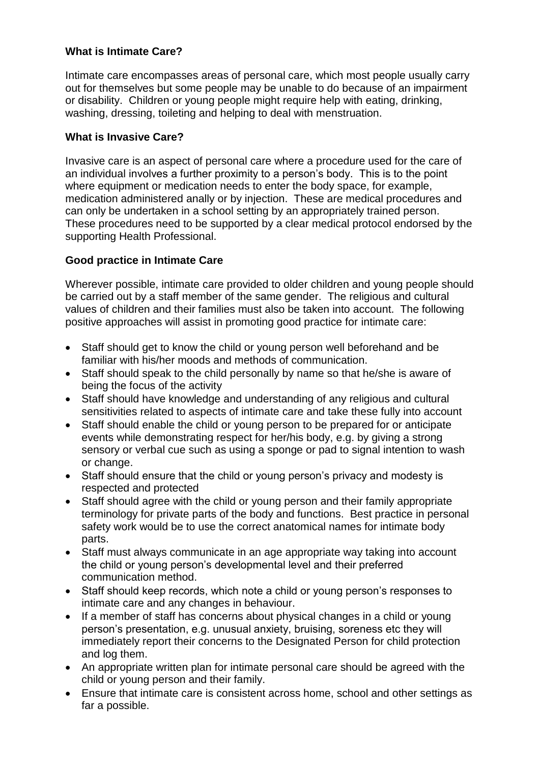**What is Intimate Care?**

Intimate care encompasses areas of personal care, which most people usually carry out for themselves but some people may be unable to do because of an impairment or disability. Children or young people might require help with eating, drinking, washing, dressing, toileting and helping to deal with menstruation.

**What is Invasive Care?**

Invasive care is an aspect of personal care where a procedure used for the care of an individual involves a further proximity to a person's body. This is to the point where equipment or medication needs to enter the body space, for example, medication administered anally or by injection. These are medical procedures and can only be undertaken in a school setting by an appropriately trained person. These procedures need to be supported by a clear medical protocol endorsed by the supporting Health Professional.

**Good practice in Intimate Care**

Wherever possible, intimate care provided to older children and young people should be carried out by a staff member of the same gender. The religious and cultural values of children and their families must also be taken into account. The following positive approaches will assist in promoting good practice for intimate care:

- Staff should get to know the child or young person well beforehand and be familiar with his/her moods and methods of communication.
- Staff should speak to the child personally by name so that he/she is aware of being the focus of the activity
- Staff should have knowledge and understanding of any religious and cultural sensitivities related to aspects of intimate care and take these fully into account
- Staff should enable the child or young person to be prepared for or anticipate events while demonstrating respect for her/his body, e.g. by giving a strong sensory or verbal cue such as using a sponge or pad to signal intention to wash or change.
- Staff should ensure that the child or young person's privacy and modesty is respected and protected
- Staff should agree with the child or young person and their family appropriate terminology for private parts of the body and functions. Best practice in personal safety work would be to use the correct anatomical names for intimate body parts.
- Staff must always communicate in an age appropriate way taking into account the child or young person's developmental level and their preferred communication method.
- Staff should keep records, which note a child or young person's responses to intimate care and any changes in behaviour.
- If a member of staff has concerns about physical changes in a child or young person's presentation, e.g. unusual anxiety, bruising, soreness etc they will immediately report their concerns to the Designated Person for child protection and log them.
- An appropriate written plan for intimate personal care should be agreed with the child or young person and their family.
- Ensure that intimate care is consistent across home, school and other settings as far a possible.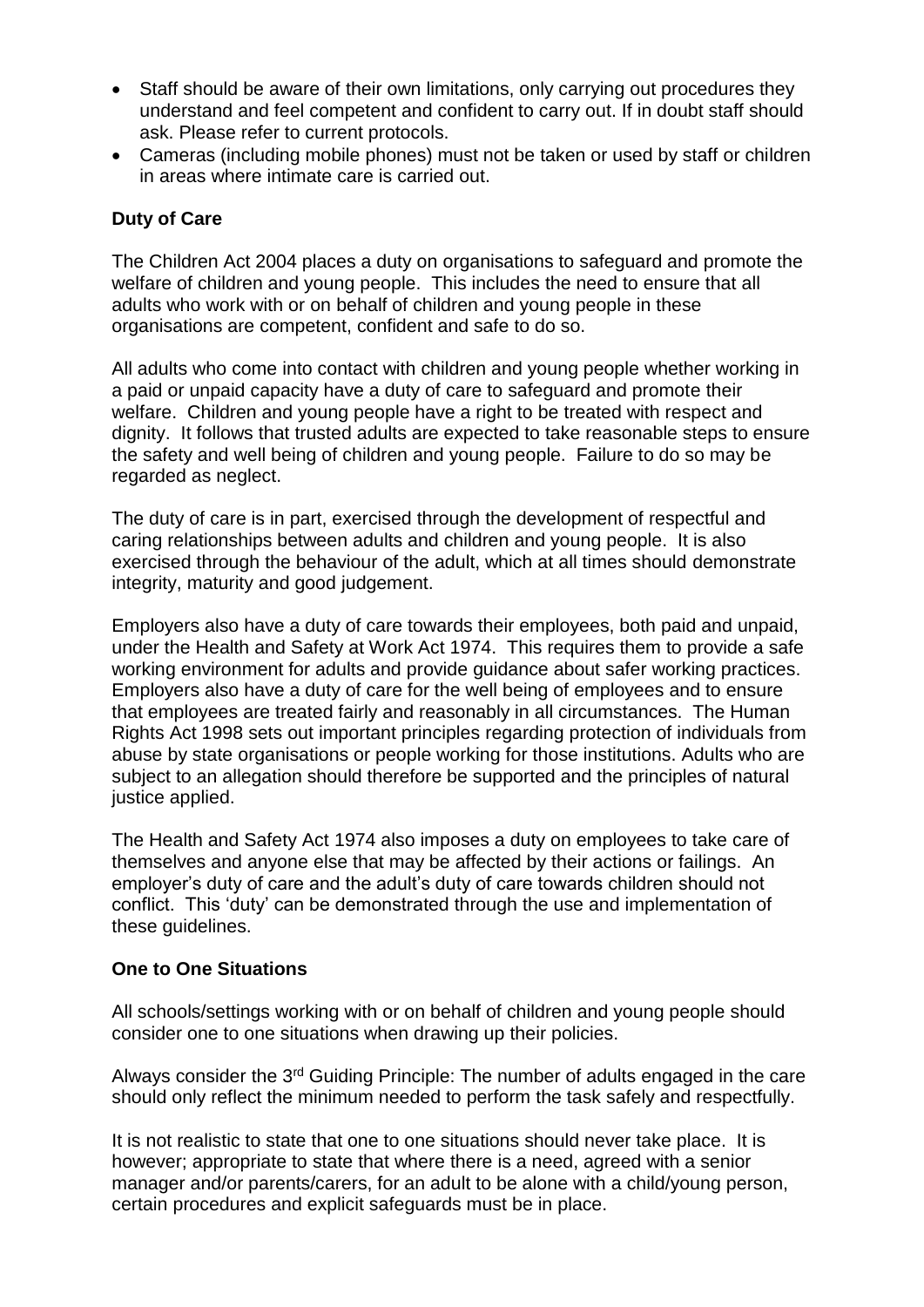- Staff should be aware of their own limitations, only carrying out procedures they understand and feel competent and confident to carry out. If in doubt staff should ask. Please refer to current protocols.
- Cameras (including mobile phones) must not be taken or used by staff or children in areas where intimate care is carried out.

**Duty of Care**

The Children Act 2004 places a duty on organisations to safeguard and promote the welfare of children and young people. This includes the need to ensure that all adults who work with or on behalf of children and young people in these organisations are competent, confident and safe to do so.

All adults who come into contact with children and young people whether working in a paid or unpaid capacity have a duty of care to safeguard and promote their welfare. Children and young people have a right to be treated with respect and dignity. It follows that trusted adults are expected to take reasonable steps to ensure the safety and well being of children and young people. Failure to do so may be regarded as neglect.

The duty of care is in part, exercised through the development of respectful and caring relationships between adults and children and young people. It is also exercised through the behaviour of the adult, which at all times should demonstrate integrity, maturity and good judgement.

Employers also have a duty of care towards their employees, both paid and unpaid, under the Health and Safety at Work Act 1974. This requires them to provide a safe working environment for adults and provide guidance about safer working practices. Employers also have a duty of care for the well being of employees and to ensure that employees are treated fairly and reasonably in all circumstances. The Human Rights Act 1998 sets out important principles regarding protection of individuals from abuse by state organisations or people working for those institutions. Adults who are subject to an allegation should therefore be supported and the principles of natural justice applied.

The Health and Safety Act 1974 also imposes a duty on employees to take care of themselves and anyone else that may be affected by their actions or failings. An employer's duty of care and the adult's duty of care towards children should not conflict. This 'duty' can be demonstrated through the use and implementation of these guidelines.

**One to One Situations**

All schools/settings working with or on behalf of children and young people should consider one to one situations when drawing up their policies.

Always consider the 3rd Guiding Principle: The number of adults engaged in the care should only reflect the minimum needed to perform the task safely and respectfully.

It is not realistic to state that one to one situations should never take place. It is however; appropriate to state that where there is a need, agreed with a senior manager and/or parents/carers, for an adult to be alone with a child/young person, certain procedures and explicit safeguards must be in place.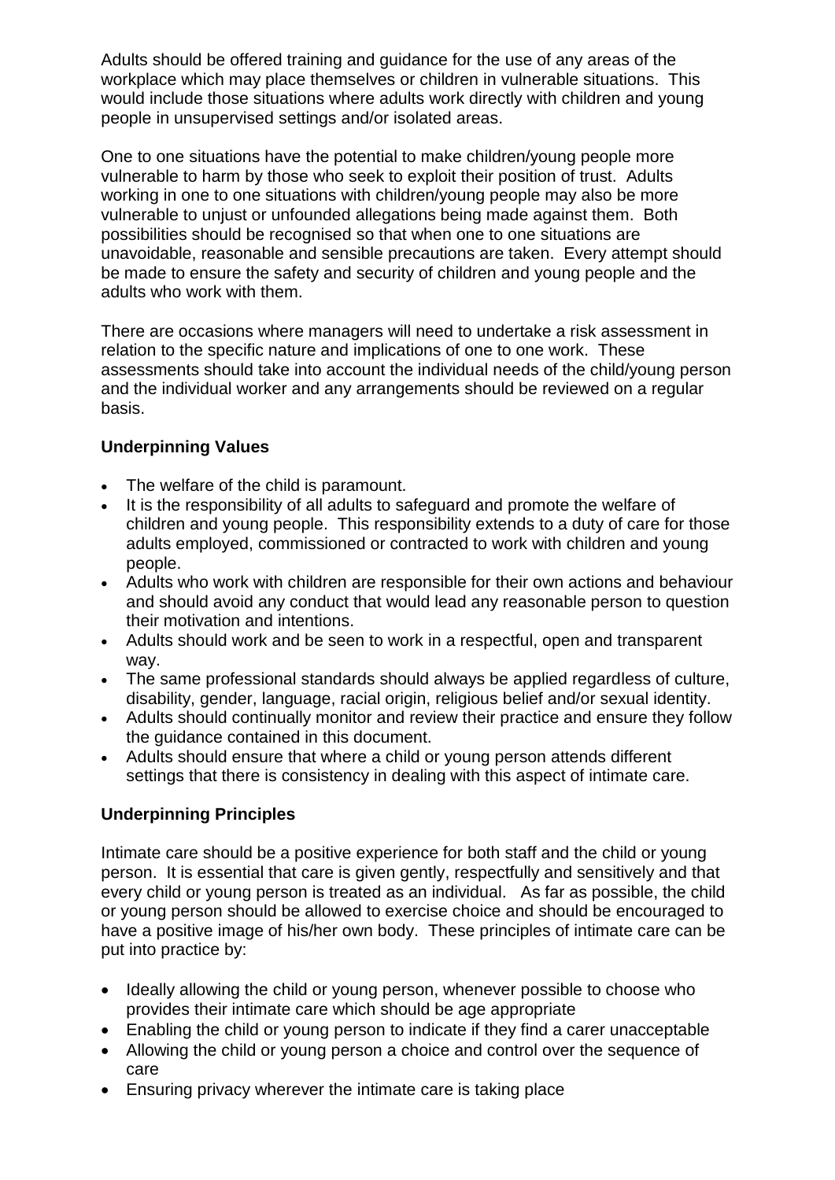Adults should be offered training and guidance for the use of any areas of the workplace which may place themselves or children in vulnerable situations. This would include those situations where adults work directly with children and young people in unsupervised settings and/or isolated areas.

One to one situations have the potential to make children/young people more vulnerable to harm by those who seek to exploit their position of trust. Adults working in one to one situations with children/young people may also be more vulnerable to unjust or unfounded allegations being made against them. Both possibilities should be recognised so that when one to one situations are unavoidable, reasonable and sensible precautions are taken. Every attempt should be made to ensure the safety and security of children and young people and the adults who work with them.

There are occasions where managers will need to undertake a risk assessment in relation to the specific nature and implications of one to one work. These assessments should take into account the individual needs of the child/young person and the individual worker and any arrangements should be reviewed on a regular basis.

**Underpinning Values**

- The welfare of the child is paramount.
- It is the responsibility of all adults to safeguard and promote the welfare of children and young people. This responsibility extends to a duty of care for those adults employed, commissioned or contracted to work with children and young people.
- Adults who work with children are responsible for their own actions and behaviour and should avoid any conduct that would lead any reasonable person to question their motivation and intentions.
- Adults should work and be seen to work in a respectful, open and transparent way.
- The same professional standards should always be applied regardless of culture, disability, gender, language, racial origin, religious belief and/or sexual identity.
- Adults should continually monitor and review their practice and ensure they follow the guidance contained in this document.
- Adults should ensure that where a child or young person attends different settings that there is consistency in dealing with this aspect of intimate care.

**Underpinning Principles**

Intimate care should be a positive experience for both staff and the child or young person. It is essential that care is given gently, respectfully and sensitively and that every child or young person is treated as an individual. As far as possible, the child or young person should be allowed to exercise choice and should be encouraged to have a positive image of his/her own body. These principles of intimate care can be put into practice by:

- Ideally allowing the child or young person, whenever possible to choose who provides their intimate care which should be age appropriate
- Enabling the child or young person to indicate if they find a carer unacceptable
- Allowing the child or young person a choice and control over the sequence of care
- Ensuring privacy wherever the intimate care is taking place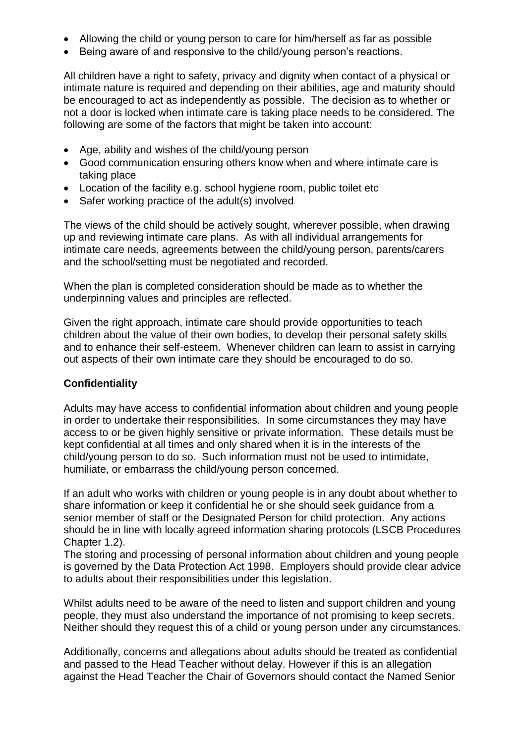- Allowing the child or young person to care for him/herself as far as possible
- Being aware of and responsive to the child/young person's reactions.

All children have a right to safety, privacy and dignity when contact of a physical or intimate nature is required and depending on their abilities, age and maturity should be encouraged to act as independently as possible. The decision as to whether or not a door is locked when intimate care is taking place needs to be considered. The following are some of the factors that might be taken into account:

- Age, ability and wishes of the child/young person
- Good communication ensuring others know when and where intimate care is taking place
- Location of the facility e.g. school hygiene room, public toilet etc
- Safer working practice of the adult(s) involved

The views of the child should be actively sought, wherever possible, when drawing up and reviewing intimate care plans. As with all individual arrangements for intimate care needs, agreements between the child/young person, parents/carers and the school/setting must be negotiated and recorded.

When the plan is completed consideration should be made as to whether the underpinning values and principles are reflected.

Given the right approach, intimate care should provide opportunities to teach children about the value of their own bodies, to develop their personal safety skills and to enhance their self-esteem. Whenever children can learn to assist in carrying out aspects of their own intimate care they should be encouraged to do so.

**Confidentiality**

Adults may have access to confidential information about children and young people in order to undertake their responsibilities. In some circumstances they may have access to or be given highly sensitive or private information. These details must be kept confidential at all times and only shared when it is in the interests of the child/young person to do so. Such information must not be used to intimidate, humiliate, or embarrass the child/young person concerned.

If an adult who works with children or young people is in any doubt about whether to share information or keep it confidential he or she should seek guidance from a senior member of staff or the Designated Person for child protection. Any actions should be in line with locally agreed information sharing protocols (LSCB Procedures Chapter 1.2).
The storing and processing of personal information about children and young people is governed by the Data Protection Act 1998. Employers should provide clear advice to adults about their responsibilities under this legislation.

Whilst adults need to be aware of the need to listen and support children and young people, they must also understand the importance of not promising to keep secrets. Neither should they request this of a child or young person under any circumstances.

Additionally, concerns and allegations about adults should be treated as confidential and passed to the Head Teacher without delay. However if this is an allegation against the Head Teacher the Chair of Governors should contact the Named Senior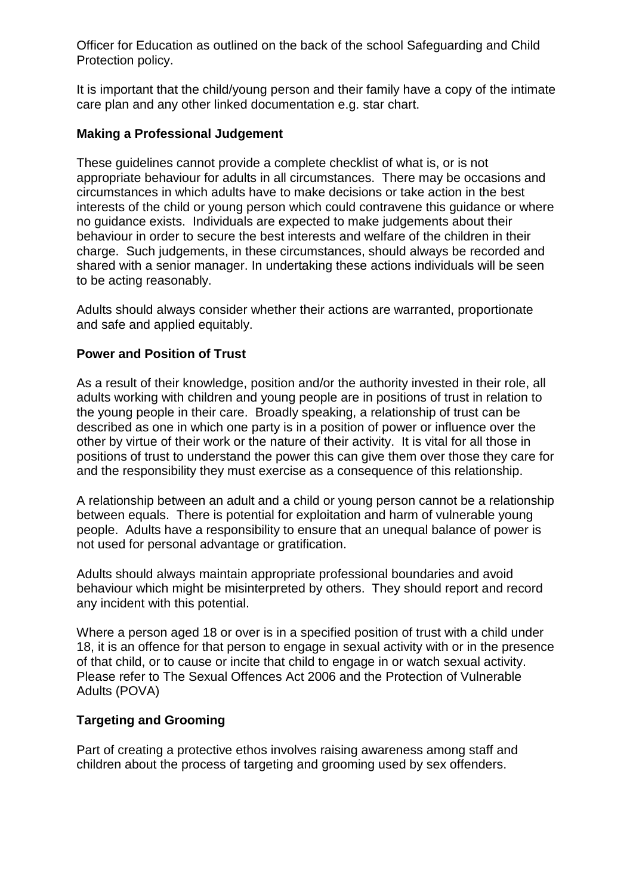Officer for Education as outlined on the back of the school Safeguarding and Child Protection policy.

It is important that the child/young person and their family have a copy of the intimate care plan and any other linked documentation e.g. star chart.

**Making a Professional Judgement**

These guidelines cannot provide a complete checklist of what is, or is not appropriate behaviour for adults in all circumstances. There may be occasions and circumstances in which adults have to make decisions or take action in the best interests of the child or young person which could contravene this guidance or where no guidance exists. Individuals are expected to make judgements about their behaviour in order to secure the best interests and welfare of the children in their charge. Such judgements, in these circumstances, should always be recorded and shared with a senior manager. In undertaking these actions individuals will be seen to be acting reasonably.

Adults should always consider whether their actions are warranted, proportionate and safe and applied equitably.

**Power and Position of Trust**

As a result of their knowledge, position and/or the authority invested in their role, all adults working with children and young people are in positions of trust in relation to the young people in their care. Broadly speaking, a relationship of trust can be described as one in which one party is in a position of power or influence over the other by virtue of their work or the nature of their activity. It is vital for all those in positions of trust to understand the power this can give them over those they care for and the responsibility they must exercise as a consequence of this relationship.

A relationship between an adult and a child or young person cannot be a relationship between equals. There is potential for exploitation and harm of vulnerable young people. Adults have a responsibility to ensure that an unequal balance of power is not used for personal advantage or gratification.

Adults should always maintain appropriate professional boundaries and avoid behaviour which might be misinterpreted by others. They should report and record any incident with this potential.

Where a person aged 18 or over is in a specified position of trust with a child under 18, it is an offence for that person to engage in sexual activity with or in the presence of that child, or to cause or incite that child to engage in or watch sexual activity. Please refer to The Sexual Offences Act 2006 and the Protection of Vulnerable Adults (POVA)

**Targeting and Grooming**

Part of creating a protective ethos involves raising awareness among staff and children about the process of targeting and grooming used by sex offenders.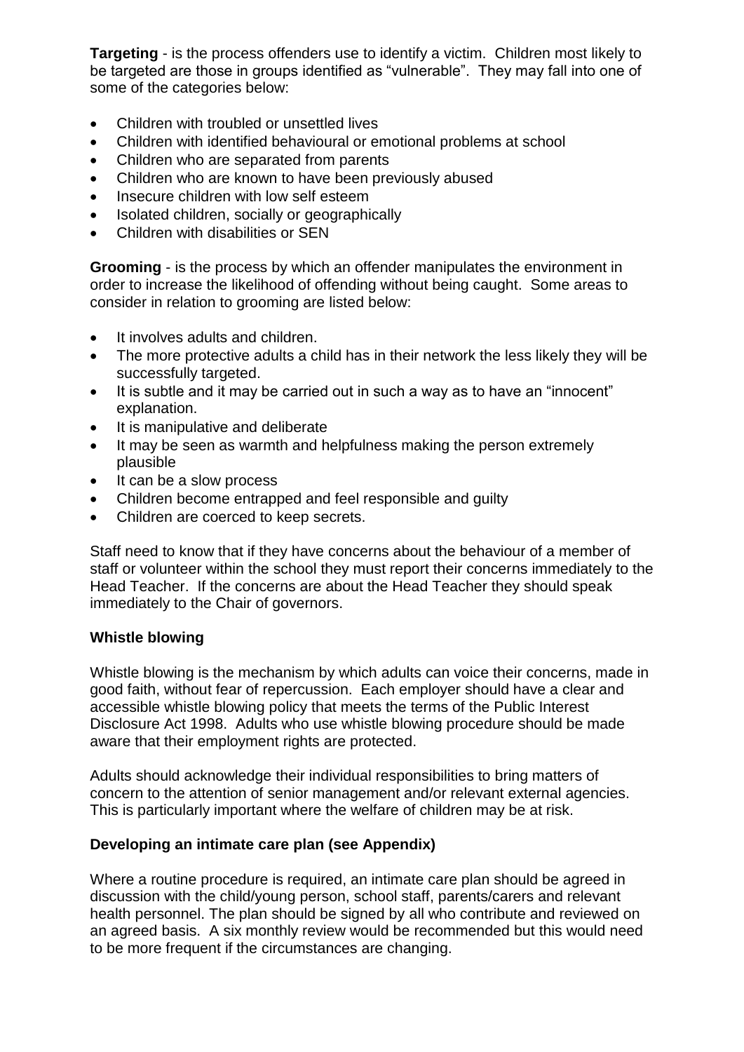**Targeting** - is the process offenders use to identify a victim. Children most likely to be targeted are those in groups identified as "vulnerable". They may fall into one of some of the categories below:

- Children with troubled or unsettled lives
- Children with identified behavioural or emotional problems at school
- Children who are separated from parents
- Children who are known to have been previously abused
- Insecure children with low self esteem
- Isolated children, socially or geographically
- Children with disabilities or SEN

**Grooming** - is the process by which an offender manipulates the environment in order to increase the likelihood of offending without being caught. Some areas to consider in relation to grooming are listed below:

- It involves adults and children.
- The more protective adults a child has in their network the less likely they will be successfully targeted.
- It is subtle and it may be carried out in such a way as to have an "innocent" explanation.
- It is manipulative and deliberate
- It may be seen as warmth and helpfulness making the person extremely plausible
- It can be a slow process
- Children become entrapped and feel responsible and guilty
- Children are coerced to keep secrets.

Staff need to know that if they have concerns about the behaviour of a member of staff or volunteer within the school they must report their concerns immediately to the Head Teacher. If the concerns are about the Head Teacher they should speak immediately to the Chair of governors.

### Whistle blowing

Whistle blowing is the mechanism by which adults can voice their concerns, made in good faith, without fear of repercussion. Each employer should have a clear and accessible whistle blowing policy that meets the terms of the Public Interest Disclosure Act 1998. Adults who use whistle blowing procedure should be made aware that their employment rights are protected.

Adults should acknowledge their individual responsibilities to bring matters of concern to the attention of senior management and/or relevant external agencies. This is particularly important where the welfare of children may be at risk.

### Developing an intimate care plan (see Appendix)

Where a routine procedure is required, an intimate care plan should be agreed in discussion with the child/young person, school staff, parents/carers and relevant health personnel. The plan should be signed by all who contribute and reviewed on an agreed basis. A six monthly review would be recommended but this would need to be more frequent if the circumstances are changing.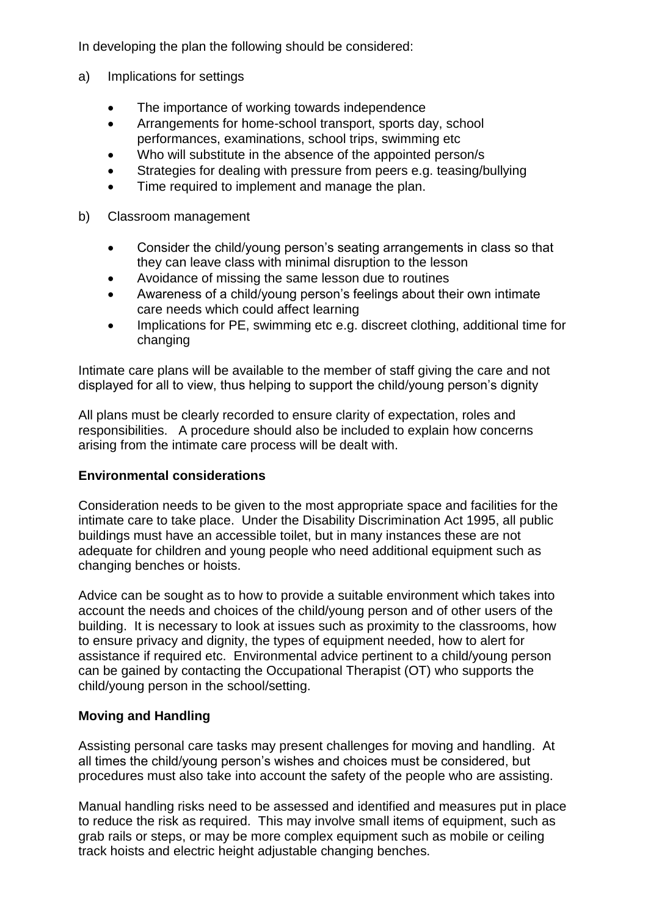In developing the plan the following should be considered:

a) Implications for settings

- The importance of working towards independence
- Arrangements for home-school transport, sports day, school performances, examinations, school trips, swimming etc
- Who will substitute in the absence of the appointed person/s
- Strategies for dealing with pressure from peers e.g. teasing/bullying
- Time required to implement and manage the plan.

b) Classroom management

- Consider the child/young person's seating arrangements in class so that they can leave class with minimal disruption to the lesson
- Avoidance of missing the same lesson due to routines
- Awareness of a child/young person's feelings about their own intimate care needs which could affect learning
- Implications for PE, swimming etc e.g. discreet clothing, additional time for changing

Intimate care plans will be available to the member of staff giving the care and not displayed for all to view, thus helping to support the child/young person's dignity

All plans must be clearly recorded to ensure clarity of expectation, roles and responsibilities. A procedure should also be included to explain how concerns arising from the intimate care process will be dealt with.

**Environmental considerations**

Consideration needs to be given to the most appropriate space and facilities for the intimate care to take place. Under the Disability Discrimination Act 1995, all public buildings must have an accessible toilet, but in many instances these are not adequate for children and young people who need additional equipment such as changing benches or hoists.

Advice can be sought as to how to provide a suitable environment which takes into account the needs and choices of the child/young person and of other users of the building. It is necessary to look at issues such as proximity to the classrooms, how to ensure privacy and dignity, the types of equipment needed, how to alert for assistance if required etc. Environmental advice pertinent to a child/young person can be gained by contacting the Occupational Therapist (OT) who supports the child/young person in the school/setting.

**Moving and Handling**

Assisting personal care tasks may present challenges for moving and handling. At all times the child/young person's wishes and choices must be considered, but procedures must also take into account the safety of the people who are assisting.

Manual handling risks need to be assessed and identified and measures put in place to reduce the risk as required. This may involve small items of equipment, such as grab rails or steps, or may be more complex equipment such as mobile or ceiling track hoists and electric height adjustable changing benches.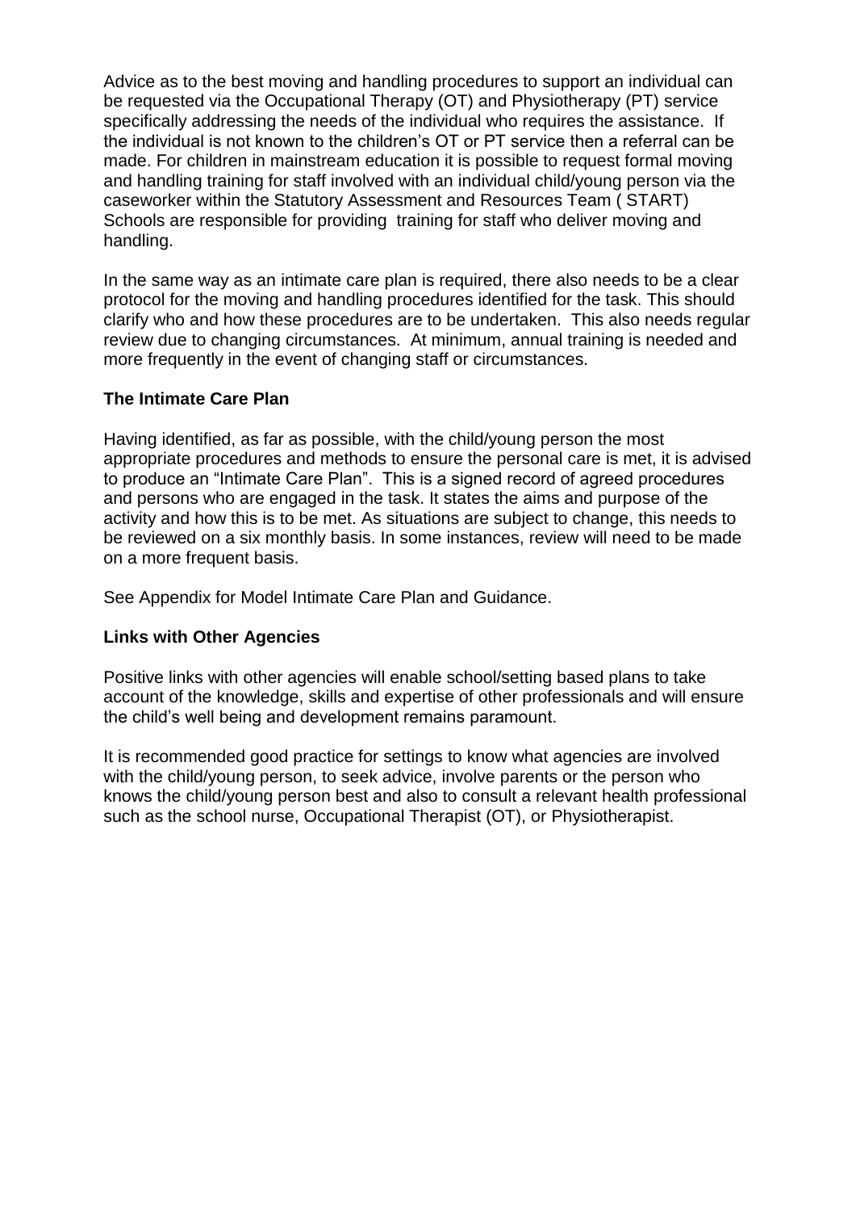Advice as to the best moving and handling procedures to support an individual can be requested via the Occupational Therapy (OT) and Physiotherapy (PT) service specifically addressing the needs of the individual who requires the assistance. If the individual is not known to the children's OT or PT service then a referral can be made. For children in mainstream education it is possible to request formal moving and handling training for staff involved with an individual child/young person via the caseworker within the Statutory Assessment and Resources Team ( START) Schools are responsible for providing training for staff who deliver moving and handling.

In the same way as an intimate care plan is required, there also needs to be a clear protocol for the moving and handling procedures identified for the task. This should clarify who and how these procedures are to be undertaken. This also needs regular review due to changing circumstances. At minimum, annual training is needed and more frequently in the event of changing staff or circumstances.

**The Intimate Care Plan**

Having identified, as far as possible, with the child/young person the most appropriate procedures and methods to ensure the personal care is met, it is advised to produce an "Intimate Care Plan". This is a signed record of agreed procedures and persons who are engaged in the task. It states the aims and purpose of the activity and how this is to be met. As situations are subject to change, this needs to be reviewed on a six monthly basis. In some instances, review will need to be made on a more frequent basis.

See Appendix for Model Intimate Care Plan and Guidance.

**Links with Other Agencies**

Positive links with other agencies will enable school/setting based plans to take account of the knowledge, skills and expertise of other professionals and will ensure the child's well being and development remains paramount.

It is recommended good practice for settings to know what agencies are involved with the child/young person, to seek advice, involve parents or the person who knows the child/young person best and also to consult a relevant health professional such as the school nurse, Occupational Therapist (OT), or Physiotherapist.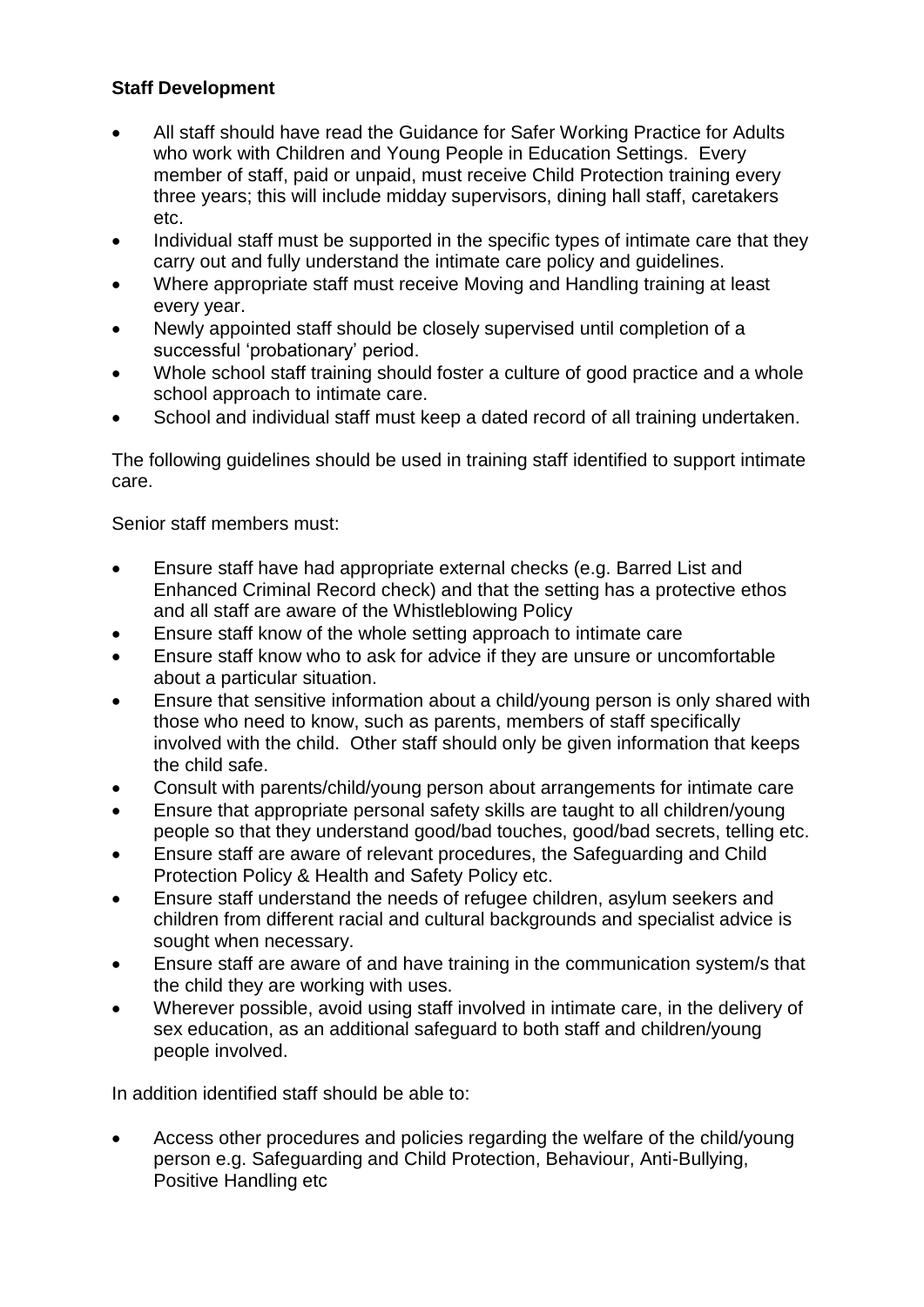**Staff Development**

- All staff should have read the Guidance for Safer Working Practice for Adults who work with Children and Young People in Education Settings. Every member of staff, paid or unpaid, must receive Child Protection training every three years; this will include midday supervisors, dining hall staff, caretakers etc.
- Individual staff must be supported in the specific types of intimate care that they carry out and fully understand the intimate care policy and guidelines.
- Where appropriate staff must receive Moving and Handling training at least every year.
- Newly appointed staff should be closely supervised until completion of a successful 'probationary' period.
- Whole school staff training should foster a culture of good practice and a whole school approach to intimate care.
- School and individual staff must keep a dated record of all training undertaken.

The following guidelines should be used in training staff identified to support intimate care.

Senior staff members must:

- Ensure staff have had appropriate external checks (e.g. Barred List and Enhanced Criminal Record check) and that the setting has a protective ethos and all staff are aware of the Whistleblowing Policy
- Ensure staff know of the whole setting approach to intimate care
- Ensure staff know who to ask for advice if they are unsure or uncomfortable about a particular situation.
- Ensure that sensitive information about a child/young person is only shared with those who need to know, such as parents, members of staff specifically involved with the child. Other staff should only be given information that keeps the child safe.
- Consult with parents/child/young person about arrangements for intimate care
- Ensure that appropriate personal safety skills are taught to all children/young people so that they understand good/bad touches, good/bad secrets, telling etc.
- Ensure staff are aware of relevant procedures, the Safeguarding and Child Protection Policy & Health and Safety Policy etc.
- Ensure staff understand the needs of refugee children, asylum seekers and children from different racial and cultural backgrounds and specialist advice is sought when necessary.
- Ensure staff are aware of and have training in the communication system/s that the child they are working with uses.
- Wherever possible, avoid using staff involved in intimate care, in the delivery of sex education, as an additional safeguard to both staff and children/young people involved.

In addition identified staff should be able to:

- Access other procedures and policies regarding the welfare of the child/young person e.g. Safeguarding and Child Protection, Behaviour, Anti-Bullying, Positive Handling etc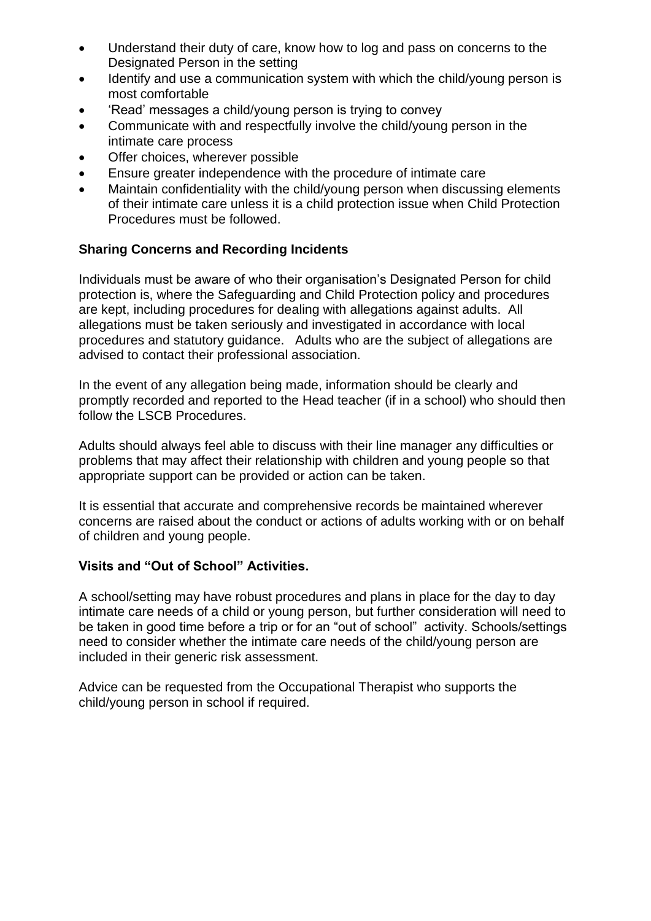- Understand their duty of care, know how to log and pass on concerns to the Designated Person in the setting
- Identify and use a communication system with which the child/young person is most comfortable
- 'Read' messages a child/young person is trying to convey
- Communicate with and respectfully involve the child/young person in the intimate care process
- Offer choices, wherever possible
- Ensure greater independence with the procedure of intimate care
- Maintain confidentiality with the child/young person when discussing elements of their intimate care unless it is a child protection issue when Child Protection Procedures must be followed.

**Sharing Concerns and Recording Incidents**

Individuals must be aware of who their organisation's Designated Person for child protection is, where the Safeguarding and Child Protection policy and procedures are kept, including procedures for dealing with allegations against adults. All allegations must be taken seriously and investigated in accordance with local procedures and statutory guidance. Adults who are the subject of allegations are advised to contact their professional association.

In the event of any allegation being made, information should be clearly and promptly recorded and reported to the Head teacher (if in a school) who should then follow the LSCB Procedures.

Adults should always feel able to discuss with their line manager any difficulties or problems that may affect their relationship with children and young people so that appropriate support can be provided or action can be taken.

It is essential that accurate and comprehensive records be maintained wherever concerns are raised about the conduct or actions of adults working with or on behalf of children and young people.

**Visits and "Out of School" Activities.**

A school/setting may have robust procedures and plans in place for the day to day intimate care needs of a child or young person, but further consideration will need to be taken in good time before a trip or for an "out of school" activity. Schools/settings need to consider whether the intimate care needs of the child/young person are included in their generic risk assessment.

Advice can be requested from the Occupational Therapist who supports the child/young person in school if required.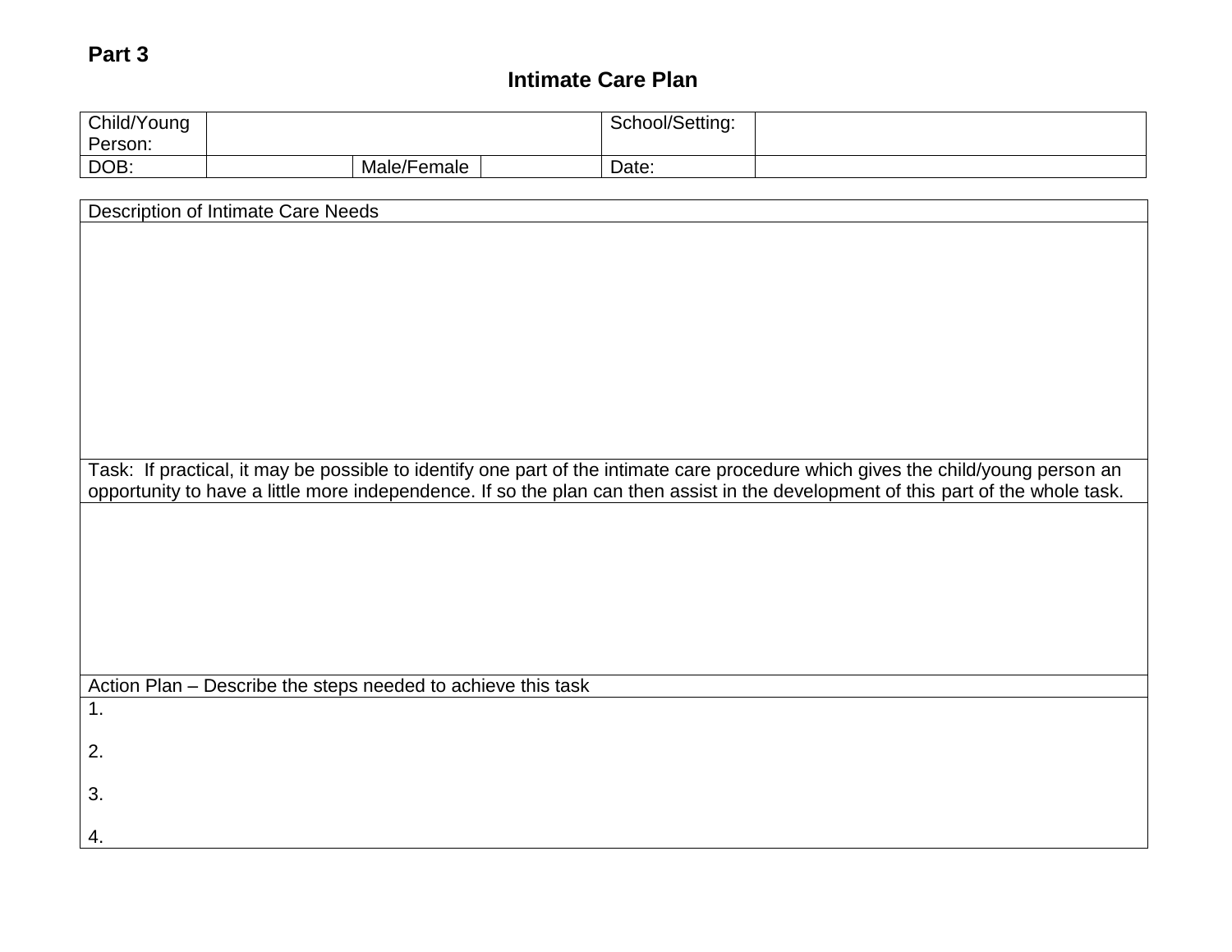**Part 3**

# Intimate Care Plan

| | | | | | |
|---|---|---|---|---|---|
| Child/Young Person: | | | | School/Setting: | |
| DOB: | | Male/Female | | Date: | |

| |
|---|
| Description of Intimate Care Needs |
| |
| Task: If practical, it may be possible to identify one part of the intimate care procedure which gives the child/young person an opportunity to have a little more independence. If so the plan can then assist in the development of this part of the whole task. |
| |
| Action Plan – Describe the steps needed to achieve this task |
| 1.<br><br>2.<br><br>3.<br><br>4. |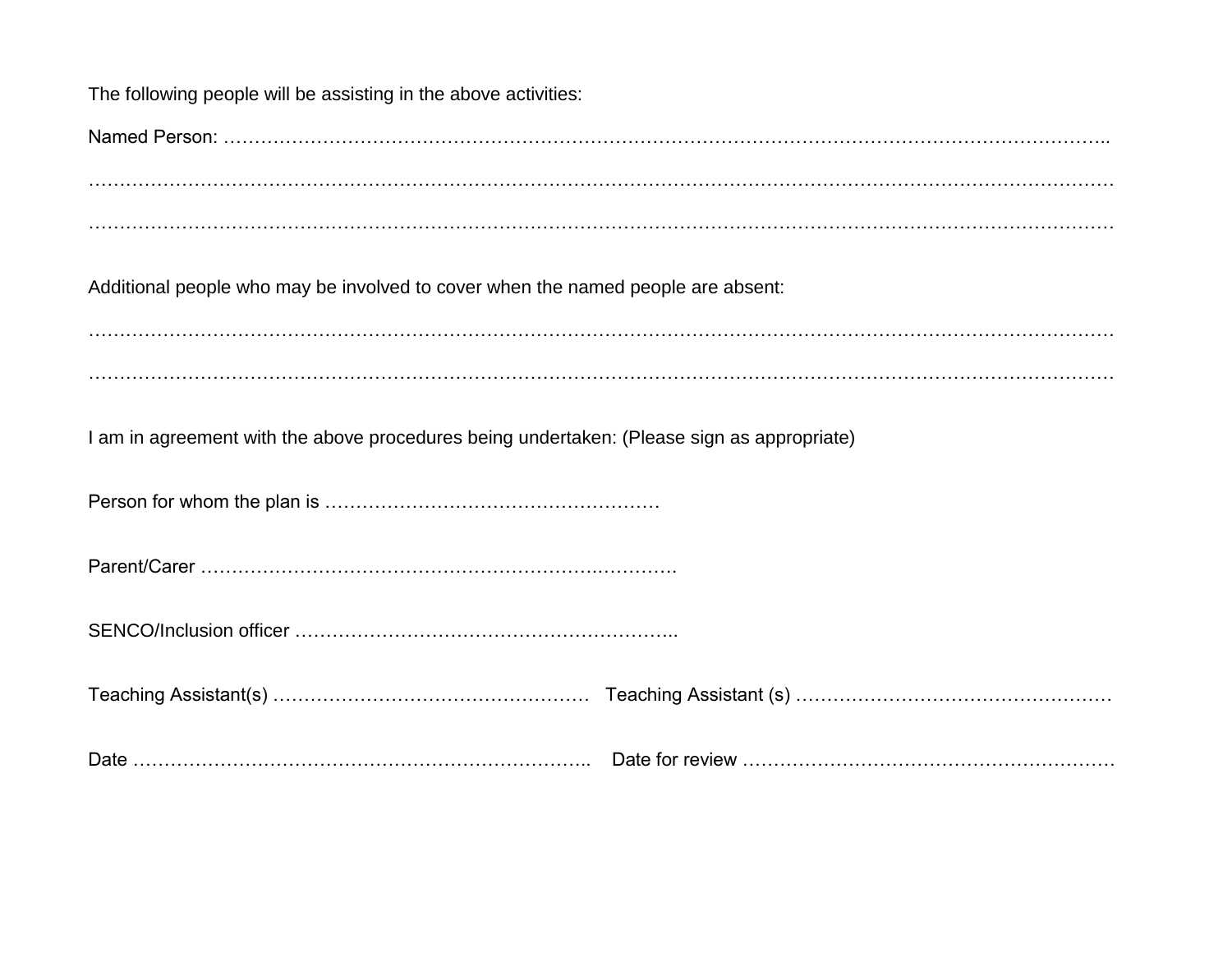The following people will be assisting in the above activities:

Named Person: ……………………………………………………………………………………………………………………..

………………………………………………………………………………………………………………………………………

………………………………………………………………………………………………………………………………………

Additional people who may be involved to cover when the named people are absent:

………………………………………………………………………………………………………………………………………

………………………………………………………………………………………………………………………………………

I am in agreement with the above procedures being undertaken: (Please sign as appropriate)

Person for whom the plan is ………………………………………………

Parent/Carer ……………………………………………………………….

SENCO/Inclusion officer ……………………………………………………..

Teaching Assistant(s) …………………………………………… Teaching Assistant (s) ……………………………………………

Date ……………………………………………………………….. Date for review ……………………………………………………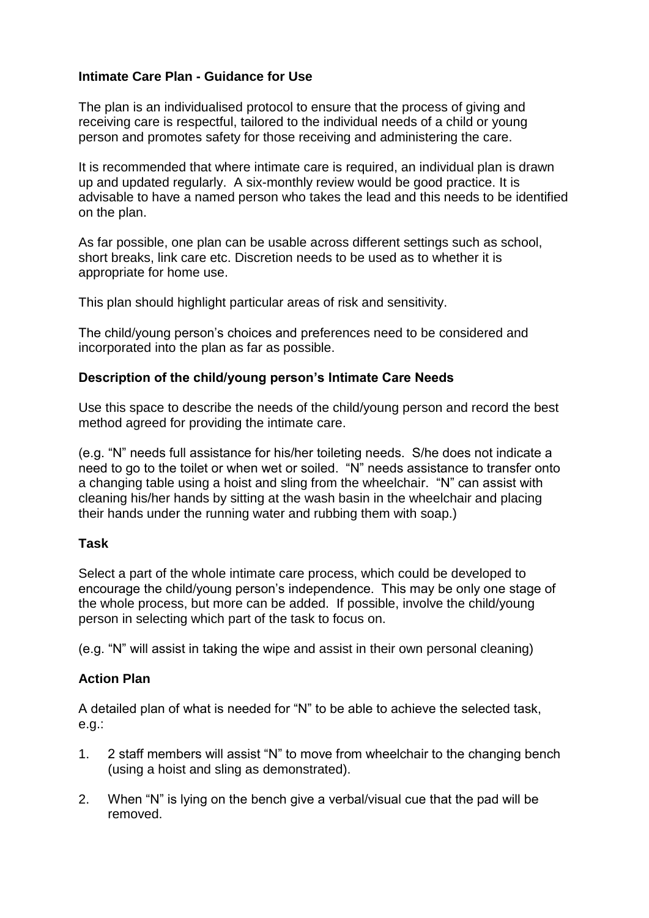**Intimate Care Plan - Guidance for Use**

The plan is an individualised protocol to ensure that the process of giving and receiving care is respectful, tailored to the individual needs of a child or young person and promotes safety for those receiving and administering the care.

It is recommended that where intimate care is required, an individual plan is drawn up and updated regularly. A six-monthly review would be good practice. It is advisable to have a named person who takes the lead and this needs to be identified on the plan.

As far possible, one plan can be usable across different settings such as school, short breaks, link care etc. Discretion needs to be used as to whether it is appropriate for home use.

This plan should highlight particular areas of risk and sensitivity.

The child/young person's choices and preferences need to be considered and incorporated into the plan as far as possible.

**Description of the child/young person's Intimate Care Needs**

Use this space to describe the needs of the child/young person and record the best method agreed for providing the intimate care.

(e.g. "N" needs full assistance for his/her toileting needs. S/he does not indicate a need to go to the toilet or when wet or soiled. "N" needs assistance to transfer onto a changing table using a hoist and sling from the wheelchair. "N" can assist with cleaning his/her hands by sitting at the wash basin in the wheelchair and placing their hands under the running water and rubbing them with soap.)

**Task**

Select a part of the whole intimate care process, which could be developed to encourage the child/young person's independence. This may be only one stage of the whole process, but more can be added. If possible, involve the child/young person in selecting which part of the task to focus on.

(e.g. "N" will assist in taking the wipe and assist in their own personal cleaning)

**Action Plan**

A detailed plan of what is needed for "N" to be able to achieve the selected task, e.g.:

1. 2 staff members will assist "N" to move from wheelchair to the changing bench (using a hoist and sling as demonstrated).

2. When "N" is lying on the bench give a verbal/visual cue that the pad will be removed.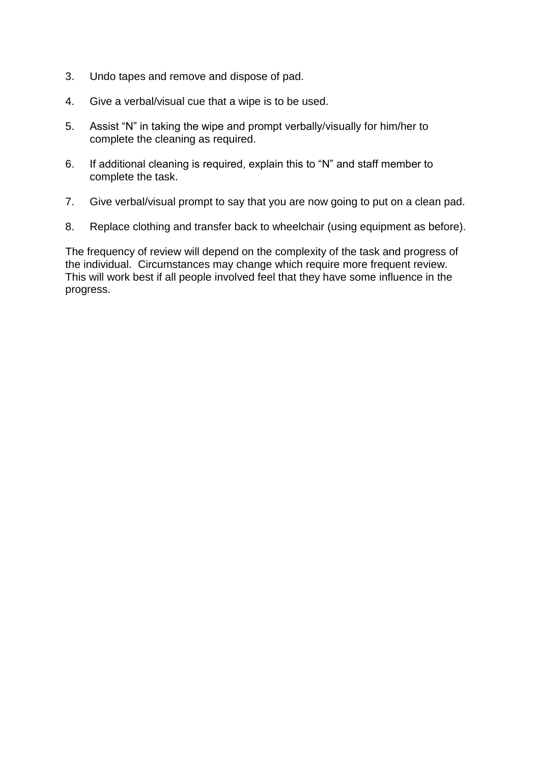3. Undo tapes and remove and dispose of pad.

4. Give a verbal/visual cue that a wipe is to be used.

5. Assist “N” in taking the wipe and prompt verbally/visually for him/her to complete the cleaning as required.

6. If additional cleaning is required, explain this to “N” and staff member to complete the task.

7. Give verbal/visual prompt to say that you are now going to put on a clean pad.

8. Replace clothing and transfer back to wheelchair (using equipment as before).

The frequency of review will depend on the complexity of the task and progress of the individual. Circumstances may change which require more frequent review. This will work best if all people involved feel that they have some influence in the progress.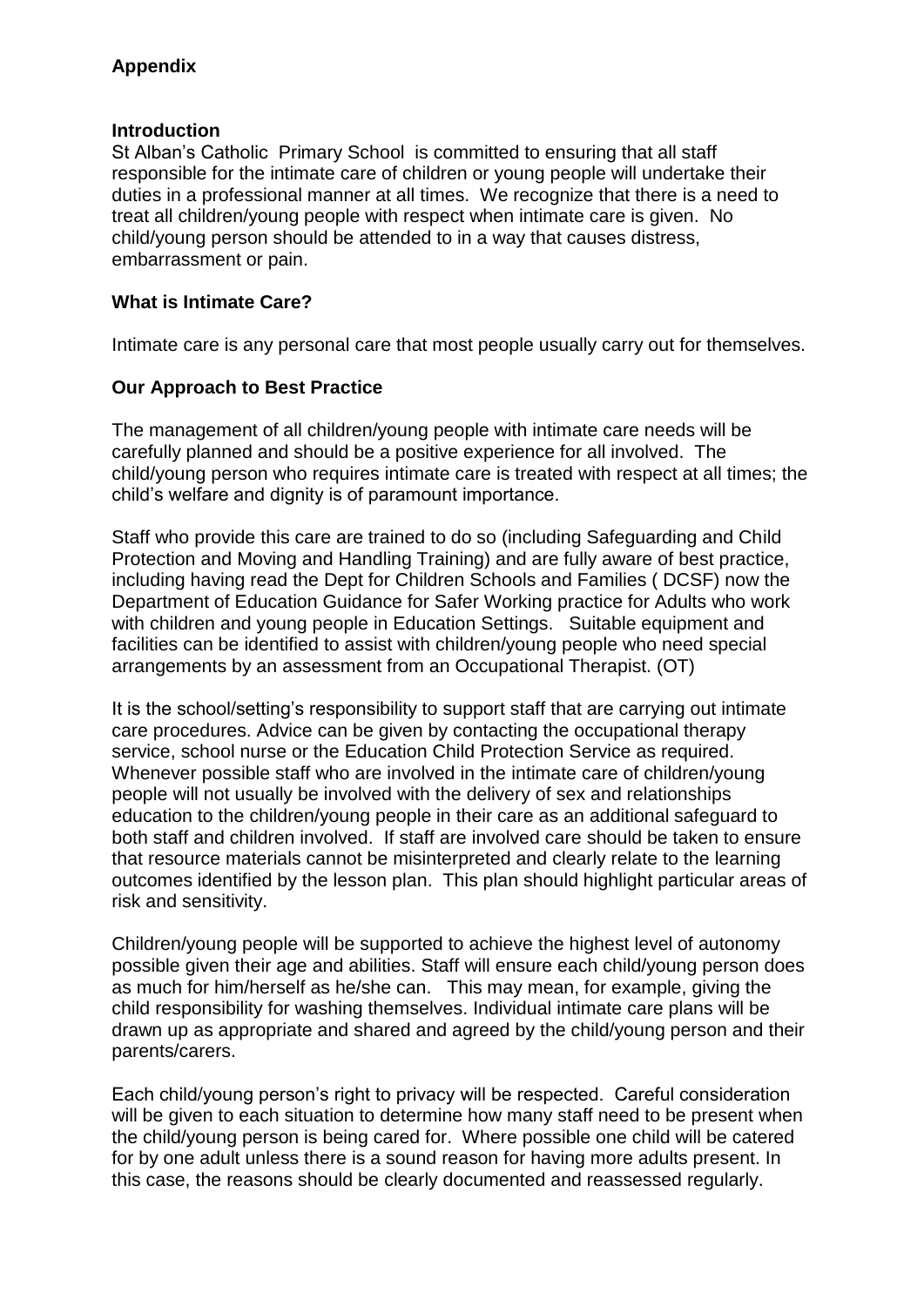## Appendix

### Introduction

St Alban's Catholic Primary School is committed to ensuring that all staff responsible for the intimate care of children or young people will undertake their duties in a professional manner at all times. We recognize that there is a need to treat all children/young people with respect when intimate care is given. No child/young person should be attended to in a way that causes distress, embarrassment or pain.

### What is Intimate Care?

Intimate care is any personal care that most people usually carry out for themselves.

### Our Approach to Best Practice

The management of all children/young people with intimate care needs will be carefully planned and should be a positive experience for all involved. The child/young person who requires intimate care is treated with respect at all times; the child's welfare and dignity is of paramount importance.

Staff who provide this care are trained to do so (including Safeguarding and Child Protection and Moving and Handling Training) and are fully aware of best practice, including having read the Dept for Children Schools and Families ( DCSF) now the Department of Education Guidance for Safer Working practice for Adults who work with children and young people in Education Settings. Suitable equipment and facilities can be identified to assist with children/young people who need special arrangements by an assessment from an Occupational Therapist. (OT)

It is the school/setting's responsibility to support staff that are carrying out intimate care procedures. Advice can be given by contacting the occupational therapy service, school nurse or the Education Child Protection Service as required. Whenever possible staff who are involved in the intimate care of children/young people will not usually be involved with the delivery of sex and relationships education to the children/young people in their care as an additional safeguard to both staff and children involved. If staff are involved care should be taken to ensure that resource materials cannot be misinterpreted and clearly relate to the learning outcomes identified by the lesson plan. This plan should highlight particular areas of risk and sensitivity.

Children/young people will be supported to achieve the highest level of autonomy possible given their age and abilities. Staff will ensure each child/young person does as much for him/herself as he/she can. This may mean, for example, giving the child responsibility for washing themselves. Individual intimate care plans will be drawn up as appropriate and shared and agreed by the child/young person and their parents/carers.

Each child/young person's right to privacy will be respected. Careful consideration will be given to each situation to determine how many staff need to be present when the child/young person is being cared for. Where possible one child will be catered for by one adult unless there is a sound reason for having more adults present. In this case, the reasons should be clearly documented and reassessed regularly.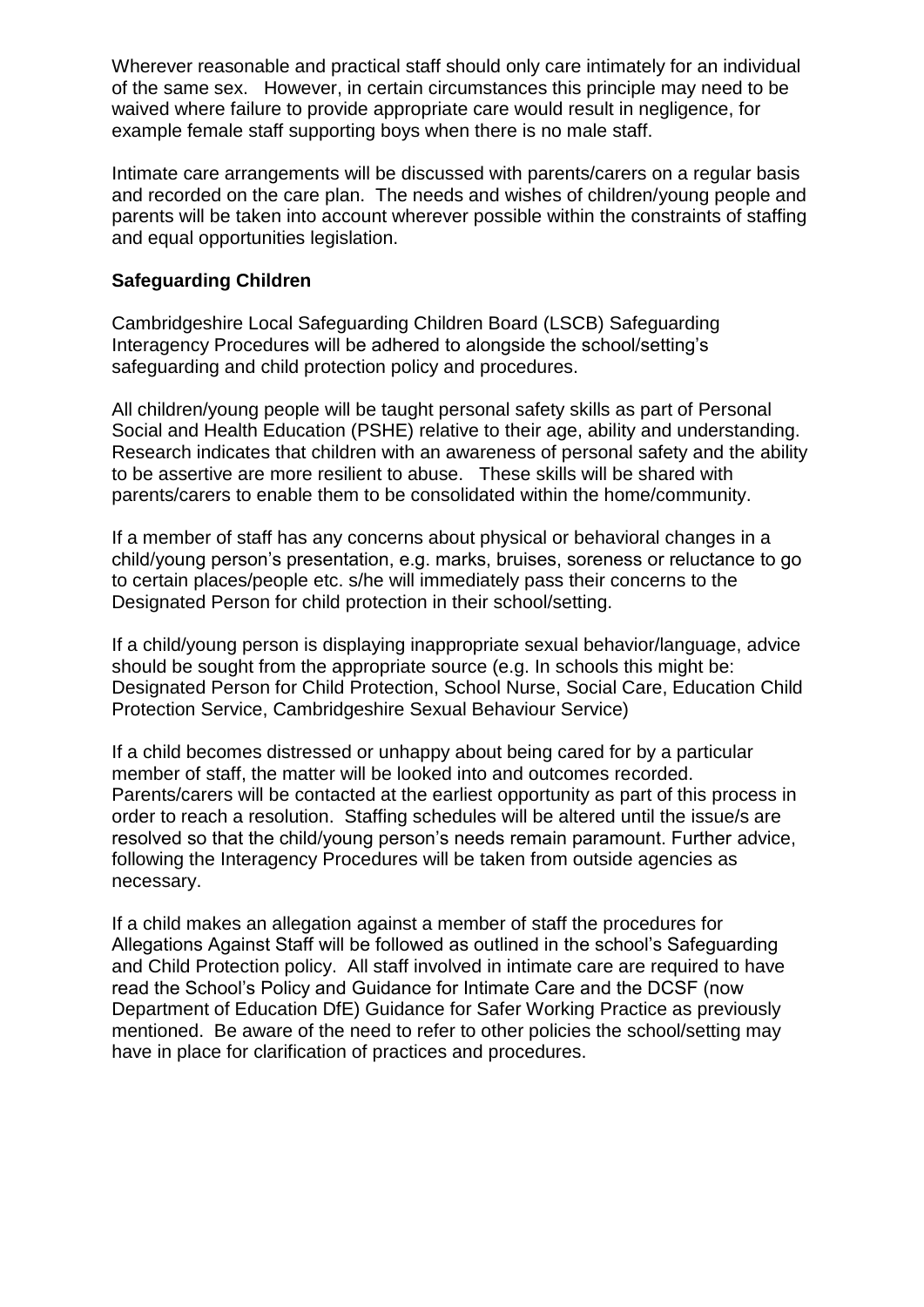Wherever reasonable and practical staff should only care intimately for an individual of the same sex. However, in certain circumstances this principle may need to be waived where failure to provide appropriate care would result in negligence, for example female staff supporting boys when there is no male staff.

Intimate care arrangements will be discussed with parents/carers on a regular basis and recorded on the care plan. The needs and wishes of children/young people and parents will be taken into account wherever possible within the constraints of staffing and equal opportunities legislation.

**Safeguarding Children**

Cambridgeshire Local Safeguarding Children Board (LSCB) Safeguarding Interagency Procedures will be adhered to alongside the school/setting's safeguarding and child protection policy and procedures.

All children/young people will be taught personal safety skills as part of Personal Social and Health Education (PSHE) relative to their age, ability and understanding. Research indicates that children with an awareness of personal safety and the ability to be assertive are more resilient to abuse. These skills will be shared with parents/carers to enable them to be consolidated within the home/community.

If a member of staff has any concerns about physical or behavioral changes in a child/young person's presentation, e.g. marks, bruises, soreness or reluctance to go to certain places/people etc. s/he will immediately pass their concerns to the Designated Person for child protection in their school/setting.

If a child/young person is displaying inappropriate sexual behavior/language, advice should be sought from the appropriate source (e.g. In schools this might be: Designated Person for Child Protection, School Nurse, Social Care, Education Child Protection Service, Cambridgeshire Sexual Behaviour Service)

If a child becomes distressed or unhappy about being cared for by a particular member of staff, the matter will be looked into and outcomes recorded. Parents/carers will be contacted at the earliest opportunity as part of this process in order to reach a resolution. Staffing schedules will be altered until the issue/s are resolved so that the child/young person's needs remain paramount. Further advice, following the Interagency Procedures will be taken from outside agencies as necessary.

If a child makes an allegation against a member of staff the procedures for Allegations Against Staff will be followed as outlined in the school's Safeguarding and Child Protection policy. All staff involved in intimate care are required to have read the School's Policy and Guidance for Intimate Care and the DCSF (now Department of Education DfE) Guidance for Safer Working Practice as previously mentioned. Be aware of the need to refer to other policies the school/setting may have in place for clarification of practices and procedures.